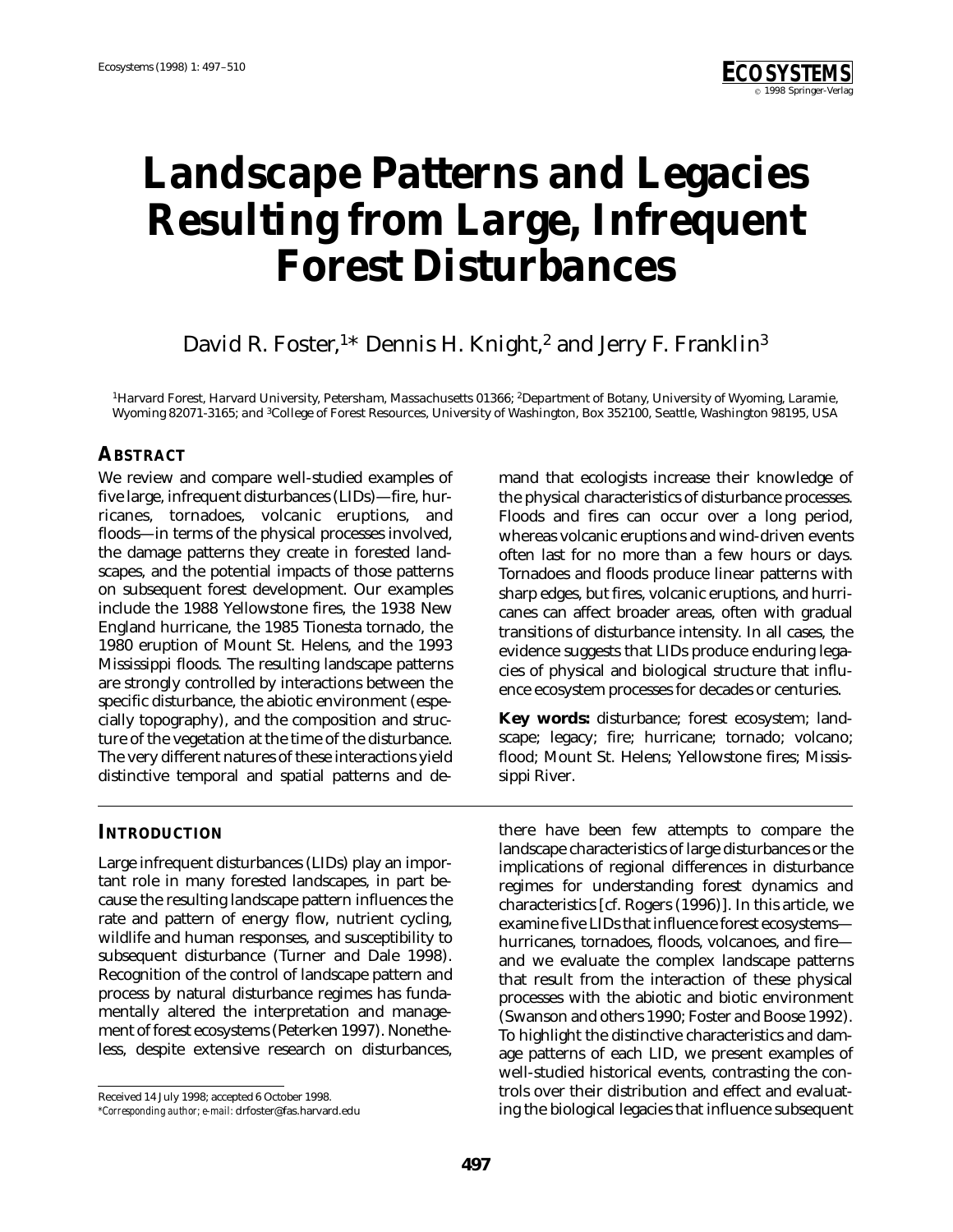# Landscape Patterns and Legacies Resulting from Large, Infrequent Forest Disturbances

David R. Foster,[1]* Dennis H. Knight,[2] and Jerry F. Franklin[3]

[1]Harvard Forest, Harvard University, Petersham, Massachusetts 01366; [2]Department of Botany, University of Wyoming, Laramie, Wyoming 82071-3165; and [3]College of Forest Resources, University of Washington, Box 352100, Seattle, Washington 98195, USA

## ABSTRACT

We review and compare well-studied examples of five large, infrequent disturbances (LIDs)—fire, hurricanes, tornadoes, volcanic eruptions, and floods—in terms of the physical processes involved, the damage patterns they create in forested landscapes, and the potential impacts of those patterns on subsequent forest development. Our examples include the 1988 Yellowstone fires, the 1938 New England hurricane, the 1985 Tionesta tornado, the 1980 eruption of Mount St. Helens, and the 1993 Mississippi floods. The resulting landscape patterns are strongly controlled by interactions between the specific disturbance, the abiotic environment (especially topography), and the composition and structure of the vegetation at the time of the disturbance. The very different natures of these interactions yield distinctive temporal and spatial patterns and demand that ecologists increase their knowledge of the physical characteristics of disturbance processes. Floods and fires can occur over a long period, whereas volcanic eruptions and wind-driven events often last for no more than a few hours or days. Tornadoes and floods produce linear patterns with sharp edges, but fires, volcanic eruptions, and hurricanes can affect broader areas, often with gradual transitions of disturbance intensity. In all cases, the evidence suggests that LIDs produce enduring legacies of physical and biological structure that influence ecosystem processes for decades or centuries.

**Key words:** disturbance; forest ecosystem; landscape; legacy; fire; hurricane; tornado; volcano; flood; Mount St. Helens; Yellowstone fires; Mississippi River.

## INTRODUCTION

Large infrequent disturbances (LIDs) play an important role in many forested landscapes, in part because the resulting landscape pattern influences the rate and pattern of energy flow, nutrient cycling, wildlife and human responses, and susceptibility to subsequent disturbance (Turner and Dale 1998). Recognition of the control of landscape pattern and process by natural disturbance regimes has fundamentally altered the interpretation and management of forest ecosystems (Peterken 1997). Nonetheless, despite extensive research on disturbances, there have been few attempts to compare the landscape characteristics of large disturbances or the implications of regional differences in disturbance regimes for understanding forest dynamics and characteristics [cf. Rogers (1996)]. In this article, we examine five LIDs that influence forest ecosystems—hurricanes, tornadoes, floods, volcanoes, and fire—and we evaluate the complex landscape patterns that result from the interaction of these physical processes with the abiotic and biotic environment (Swanson and others 1990; Foster and Boose 1992). To highlight the distinctive characteristics and damage patterns of each LID, we present examples of well-studied historical events, contrasting the controls over their distribution and effect and evaluating the biological legacies that influence subsequent

Received 14 July 1998; accepted 6 October 1998.

*Corresponding author; e-mail: drfoster@fas.harvard.edu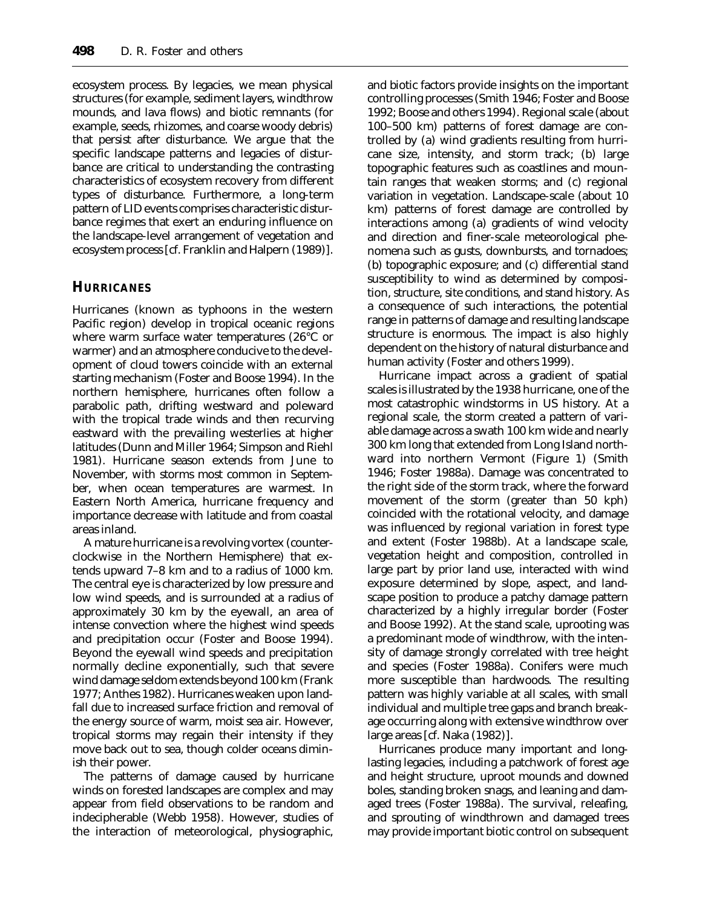ecosystem process. By legacies, we mean physical structures (for example, sediment layers, windthrow mounds, and lava flows) and biotic remnants (for example, seeds, rhizomes, and coarse woody debris) that persist after disturbance. We argue that the specific landscape patterns and legacies of disturbance are critical to understanding the contrasting characteristics of ecosystem recovery from different types of disturbance. Furthermore, a long-term pattern of LID events comprises characteristic disturbance regimes that exert an enduring influence on the landscape-level arrangement of vegetation and ecosystem process [cf. Franklin and Halpern (1989)].

## HURRICANES

Hurricanes (known as typhoons in the western Pacific region) develop in tropical oceanic regions where warm surface water temperatures (26°C or warmer) and an atmosphere conducive to the development of cloud towers coincide with an external starting mechanism (Foster and Boose 1994). In the northern hemisphere, hurricanes often follow a parabolic path, drifting westward and poleward with the tropical trade winds and then recurving eastward with the prevailing westerlies at higher latitudes (Dunn and Miller 1964; Simpson and Riehl 1981). Hurricane season extends from June to November, with storms most common in September, when ocean temperatures are warmest. In Eastern North America, hurricane frequency and importance decrease with latitude and from coastal areas inland.

A mature hurricane is a revolving vortex (counterclockwise in the Northern Hemisphere) that extends upward 7–8 km and to a radius of 1000 km. The central eye is characterized by low pressure and low wind speeds, and is surrounded at a radius of approximately 30 km by the eyewall, an area of intense convection where the highest wind speeds and precipitation occur (Foster and Boose 1994). Beyond the eyewall wind speeds and precipitation normally decline exponentially, such that severe wind damage seldom extends beyond 100 km (Frank 1977; Anthes 1982). Hurricanes weaken upon landfall due to increased surface friction and removal of the energy source of warm, moist sea air. However, tropical storms may regain their intensity if they move back out to sea, though colder oceans diminish their power.

The patterns of damage caused by hurricane winds on forested landscapes are complex and may appear from field observations to be random and indecipherable (Webb 1958). However, studies of the interaction of meteorological, physiographic, and biotic factors provide insights on the important controlling processes (Smith 1946; Foster and Boose 1992; Boose and others 1994). Regional scale (about 100–500 km) patterns of forest damage are controlled by (a) wind gradients resulting from hurricane size, intensity, and storm track; (b) large topographic features such as coastlines and mountain ranges that weaken storms; and (c) regional variation in vegetation. Landscape-scale (about 10 km) patterns of forest damage are controlled by interactions among (a) gradients of wind velocity and direction and finer-scale meteorological phenomena such as gusts, downbursts, and tornadoes; (b) topographic exposure; and (c) differential stand susceptibility to wind as determined by composition, structure, site conditions, and stand history. As a consequence of such interactions, the potential range in patterns of damage and resulting landscape structure is enormous. The impact is also highly dependent on the history of natural disturbance and human activity (Foster and others 1999).

Hurricane impact across a gradient of spatial scales is illustrated by the 1938 hurricane, one of the most catastrophic windstorms in US history. At a regional scale, the storm created a pattern of variable damage across a swath 100 km wide and nearly 300 km long that extended from Long Island northward into northern Vermont (Figure 1) (Smith 1946; Foster 1988a). Damage was concentrated to the right side of the storm track, where the forward movement of the storm (greater than 50 kph) coincided with the rotational velocity, and damage was influenced by regional variation in forest type and extent (Foster 1988b). At a landscape scale, vegetation height and composition, controlled in large part by prior land use, interacted with wind exposure determined by slope, aspect, and landscape position to produce a patchy damage pattern characterized by a highly irregular border (Foster and Boose 1992). At the stand scale, uprooting was a predominant mode of windthrow, with the intensity of damage strongly correlated with tree height and species (Foster 1988a). Conifers were much more susceptible than hardwoods. The resulting pattern was highly variable at all scales, with small individual and multiple tree gaps and branch breakage occurring along with extensive windthrow over large areas [cf. Naka (1982)].

Hurricanes produce many important and long-lasting legacies, including a patchwork of forest age and height structure, uproot mounds and downed boles, standing broken snags, and leaning and damaged trees (Foster 1988a). The survival, releafing, and sprouting of windthrown and damaged trees may provide important biotic control on subsequent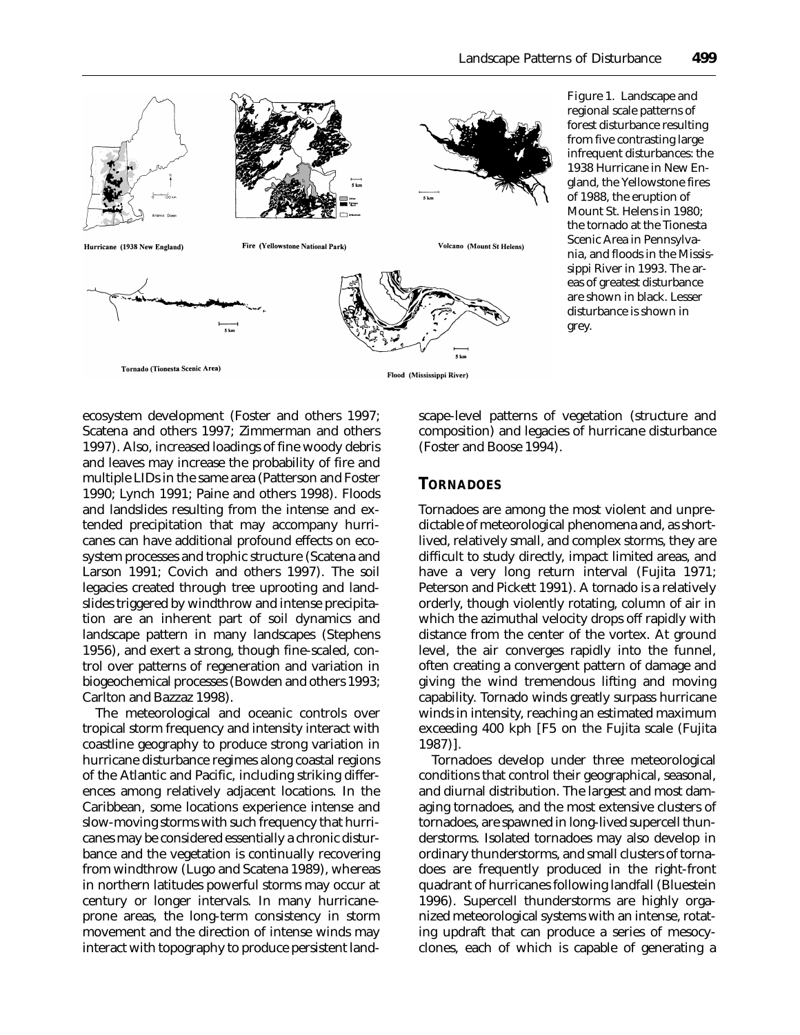Figure 1. Landscape and regional scale patterns of forest disturbance resulting from five contrasting large infrequent disturbances: the 1938 Hurricane in New England, the Yellowstone fires of 1988, the eruption of Mount St. Helens in 1980; the tornado at the Tionesta Scenic Area in Pennsylvania, and floods in the Mississippi River in 1993. The areas of greatest disturbance are shown in black. Lesser disturbance is shown in grey.

ecosystem development (Foster and others 1997; Scatena and others 1997; Zimmerman and others 1997). Also, increased loadings of fine woody debris and leaves may increase the probability of fire and multiple LIDs in the same area (Patterson and Foster 1990; Lynch 1991; Paine and others 1998). Floods and landslides resulting from the intense and extended precipitation that may accompany hurricanes can have additional profound effects on ecosystem processes and trophic structure (Scatena and Larson 1991; Covich and others 1997). The soil legacies created through tree uprooting and landslides triggered by windthrow and intense precipitation are an inherent part of soil dynamics and landscape pattern in many landscapes (Stephens 1956), and exert a strong, though fine-scaled, control over patterns of regeneration and variation in biogeochemical processes (Bowden and others 1993; Carlton and Bazzaz 1998).

The meteorological and oceanic controls over tropical storm frequency and intensity interact with coastline geography to produce strong variation in hurricane disturbance regimes along coastal regions of the Atlantic and Pacific, including striking differences among relatively adjacent locations. In the Caribbean, some locations experience intense and slow-moving storms with such frequency that hurricanes may be considered essentially a chronic disturbance and the vegetation is continually recovering from windthrow (Lugo and Scatena 1989), whereas in northern latitudes powerful storms may occur at century or longer intervals. In many hurricane-prone areas, the long-term consistency in storm movement and the direction of intense winds may interact with topography to produce persistent landscape-level patterns of vegetation (structure and composition) and legacies of hurricane disturbance (Foster and Boose 1994).

## Tornadoes

Tornadoes are among the most violent and unpredictable of meteorological phenomena and, as short-lived, relatively small, and complex storms, they are difficult to study directly, impact limited areas, and have a very long return interval (Fujita 1971; Peterson and Pickett 1991). A tornado is a relatively orderly, though violently rotating, column of air in which the azimuthal velocity drops off rapidly with distance from the center of the vortex. At ground level, the air converges rapidly into the funnel, often creating a convergent pattern of damage and giving the wind tremendous lifting and moving capability. Tornado winds greatly surpass hurricane winds in intensity, reaching an estimated maximum exceeding 400 kph [F5 on the Fujita scale (Fujita 1987)].

Tornadoes develop under three meteorological conditions that control their geographical, seasonal, and diurnal distribution. The largest and most damaging tornadoes, and the most extensive clusters of tornadoes, are spawned in long-lived supercell thunderstorms. Isolated tornadoes may also develop in ordinary thunderstorms, and small clusters of tornadoes are frequently produced in the right-front quadrant of hurricanes following landfall (Bluestein 1996). Supercell thunderstorms are highly organized meteorological systems with an intense, rotating updraft that can produce a series of mesocyclones, each of which is capable of generating a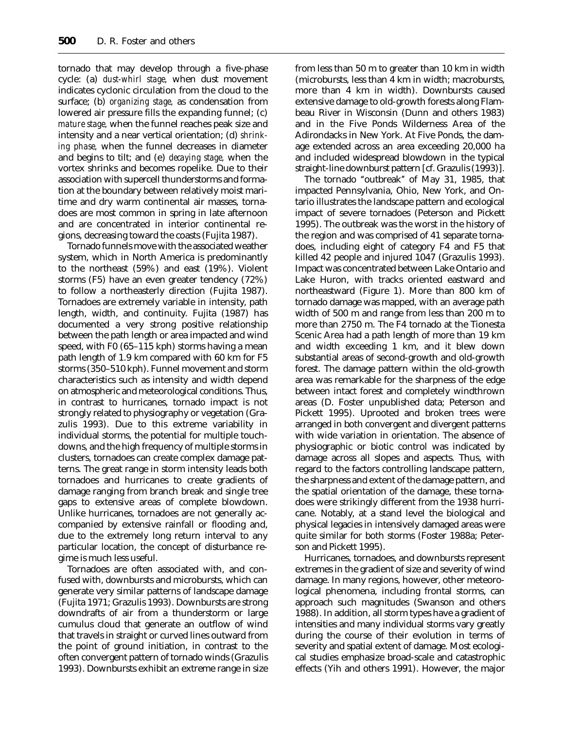tornado that may develop through a five-phase cycle: (a) *dust-whirl stage,* when dust movement indicates cyclonic circulation from the cloud to the surface; (b) *organizing stage,* as condensation from lowered air pressure fills the expanding funnel; (c) *mature stage,* when the funnel reaches peak size and intensity and a near vertical orientation; (d) *shrinking phase,* when the funnel decreases in diameter and begins to tilt; and (e) *decaying stage,* when the vortex shrinks and becomes ropelike. Due to their association with supercell thunderstorms and formation at the boundary between relatively moist maritime and dry warm continental air masses, tornadoes are most common in spring in late afternoon and are concentrated in interior continental regions, decreasing toward the coasts (Fujita 1987).

Tornado funnels move with the associated weather system, which in North America is predominantly to the northeast (59%) and east (19%). Violent storms (F5) have an even greater tendency (72%) to follow a northeasterly direction (Fujita 1987). Tornadoes are extremely variable in intensity, path length, width, and continuity. Fujita (1987) has documented a very strong positive relationship between the path length or area impacted and wind speed, with F0 (65–115 kph) storms having a mean path length of 1.9 km compared with 60 km for F5 storms (350–510 kph). Funnel movement and storm characteristics such as intensity and width depend on atmospheric and meteorological conditions. Thus, in contrast to hurricanes, tornado impact is not strongly related to physiography or vegetation (Grazulis 1993). Due to this extreme variability in individual storms, the potential for multiple touchdowns, and the high frequency of multiple storms in clusters, tornadoes can create complex damage patterns. The great range in storm intensity leads both tornadoes and hurricanes to create gradients of damage ranging from branch break and single tree gaps to extensive areas of complete blowdown. Unlike hurricanes, tornadoes are not generally accompanied by extensive rainfall or flooding and, due to the extremely long return interval to any particular location, the concept of disturbance regime is much less useful.

Tornadoes are often associated with, and confused with, downbursts and microbursts, which can generate very similar patterns of landscape damage (Fujita 1971; Grazulis 1993). Downbursts are strong downdrafts of air from a thunderstorm or large cumulus cloud that generate an outflow of wind that travels in straight or curved lines outward from the point of ground initiation, in contrast to the often convergent pattern of tornado winds (Grazulis 1993). Downbursts exhibit an extreme range in size from less than 50 m to greater than 10 km in width (microbursts, less than 4 km in width; macrobursts, more than 4 km in width). Downbursts caused extensive damage to old-growth forests along Flambeau River in Wisconsin (Dunn and others 1983) and in the Five Ponds Wilderness Area of the Adirondacks in New York. At Five Ponds, the damage extended across an area exceeding 20,000 ha and included widespread blowdown in the typical straight-line downburst pattern [cf. Grazulis (1993)].

The tornado "outbreak" of May 31, 1985, that impacted Pennsylvania, Ohio, New York, and Ontario illustrates the landscape pattern and ecological impact of severe tornadoes (Peterson and Pickett 1995). The outbreak was the worst in the history of the region and was comprised of 41 separate tornadoes, including eight of category F4 and F5 that killed 42 people and injured 1047 (Grazulis 1993). Impact was concentrated between Lake Ontario and Lake Huron, with tracks oriented eastward and northeastward (Figure 1). More than 800 km of tornado damage was mapped, with an average path width of 500 m and range from less than 200 m to more than 2750 m. The F4 tornado at the Tionesta Scenic Area had a path length of more than 19 km and width exceeding 1 km, and it blew down substantial areas of second-growth and old-growth forest. The damage pattern within the old-growth area was remarkable for the sharpness of the edge between intact forest and completely windthrown areas (D. Foster unpublished data; Peterson and Pickett 1995). Uprooted and broken trees were arranged in both convergent and divergent patterns with wide variation in orientation. The absence of physiographic or biotic control was indicated by damage across all slopes and aspects. Thus, with regard to the factors controlling landscape pattern, the sharpness and extent of the damage pattern, and the spatial orientation of the damage, these tornadoes were strikingly different from the 1938 hurricane. Notably, at a stand level the biological and physical legacies in intensively damaged areas were quite similar for both storms (Foster 1988a; Peterson and Pickett 1995).

Hurricanes, tornadoes, and downbursts represent extremes in the gradient of size and severity of wind damage. In many regions, however, other meteorological phenomena, including frontal storms, can approach such magnitudes (Swanson and others 1988). In addition, all storm types have a gradient of intensities and many individual storms vary greatly during the course of their evolution in terms of severity and spatial extent of damage. Most ecological studies emphasize broad-scale and catastrophic effects (Yih and others 1991). However, the major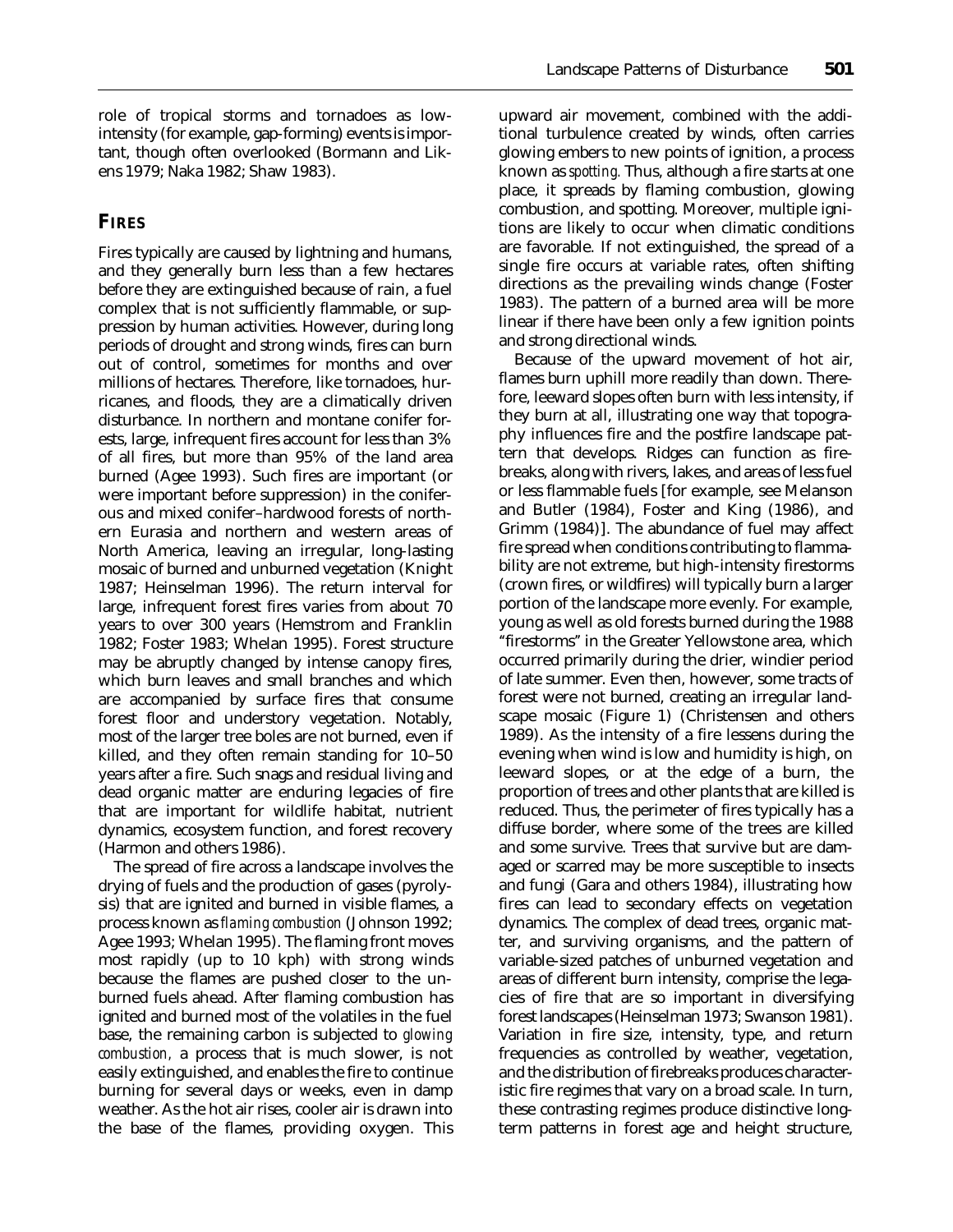role of tropical storms and tornadoes as low-intensity (for example, gap-forming) events is important, though often overlooked (Bormann and Likens 1979; Naka 1982; Shaw 1983).

## FIRES

Fires typically are caused by lightning and humans, and they generally burn less than a few hectares before they are extinguished because of rain, a fuel complex that is not sufficiently flammable, or suppression by human activities. However, during long periods of drought and strong winds, fires can burn out of control, sometimes for months and over millions of hectares. Therefore, like tornadoes, hurricanes, and floods, they are a climatically driven disturbance. In northern and montane conifer forests, large, infrequent fires account for less than 3% of all fires, but more than 95% of the land area burned (Agee 1993). Such fires are important (or were important before suppression) in the coniferous and mixed conifer–hardwood forests of northern Eurasia and northern and western areas of North America, leaving an irregular, long-lasting mosaic of burned and unburned vegetation (Knight 1987; Heinselman 1996). The return interval for large, infrequent forest fires varies from about 70 years to over 300 years (Hemstrom and Franklin 1982; Foster 1983; Whelan 1995). Forest structure may be abruptly changed by intense canopy fires, which burn leaves and small branches and which are accompanied by surface fires that consume forest floor and understory vegetation. Notably, most of the larger tree boles are not burned, even if killed, and they often remain standing for 10–50 years after a fire. Such snags and residual living and dead organic matter are enduring legacies of fire that are important for wildlife habitat, nutrient dynamics, ecosystem function, and forest recovery (Harmon and others 1986).

The spread of fire across a landscape involves the drying of fuels and the production of gases (pyrolysis) that are ignited and burned in visible flames, a process known as *flaming combustion* (Johnson 1992; Agee 1993; Whelan 1995). The flaming front moves most rapidly (up to 10 kph) with strong winds because the flames are pushed closer to the unburned fuels ahead. After flaming combustion has ignited and burned most of the volatiles in the fuel base, the remaining carbon is subjected to *glowing combustion,* a process that is much slower, is not easily extinguished, and enables the fire to continue burning for several days or weeks, even in damp weather. As the hot air rises, cooler air is drawn into the base of the flames, providing oxygen. This upward air movement, combined with the additional turbulence created by winds, often carries glowing embers to new points of ignition, a process known as *spotting.* Thus, although a fire starts at one place, it spreads by flaming combustion, glowing combustion, and spotting. Moreover, multiple ignitions are likely to occur when climatic conditions are favorable. If not extinguished, the spread of a single fire occurs at variable rates, often shifting directions as the prevailing winds change (Foster 1983). The pattern of a burned area will be more linear if there have been only a few ignition points and strong directional winds.

Because of the upward movement of hot air, flames burn uphill more readily than down. Therefore, leeward slopes often burn with less intensity, if they burn at all, illustrating one way that topography influences fire and the postfire landscape pattern that develops. Ridges can function as firebreaks, along with rivers, lakes, and areas of less fuel or less flammable fuels [for example, see Melanson and Butler (1984), Foster and King (1986), and Grimm (1984)]. The abundance of fuel may affect fire spread when conditions contributing to flammability are not extreme, but high-intensity firestorms (crown fires, or wildfires) will typically burn a larger portion of the landscape more evenly. For example, young as well as old forests burned during the 1988 "firestorms" in the Greater Yellowstone area, which occurred primarily during the drier, windier period of late summer. Even then, however, some tracts of forest were not burned, creating an irregular landscape mosaic (Figure 1) (Christensen and others 1989). As the intensity of a fire lessens during the evening when wind is low and humidity is high, on leeward slopes, or at the edge of a burn, the proportion of trees and other plants that are killed is reduced. Thus, the perimeter of fires typically has a diffuse border, where some of the trees are killed and some survive. Trees that survive but are damaged or scarred may be more susceptible to insects and fungi (Gara and others 1984), illustrating how fires can lead to secondary effects on vegetation dynamics. The complex of dead trees, organic matter, and surviving organisms, and the pattern of variable-sized patches of unburned vegetation and areas of different burn intensity, comprise the legacies of fire that are so important in diversifying forest landscapes (Heinselman 1973; Swanson 1981). Variation in fire size, intensity, type, and return frequencies as controlled by weather, vegetation, and the distribution of firebreaks produces characteristic fire regimes that vary on a broad scale. In turn, these contrasting regimes produce distinctive long-term patterns in forest age and height structure,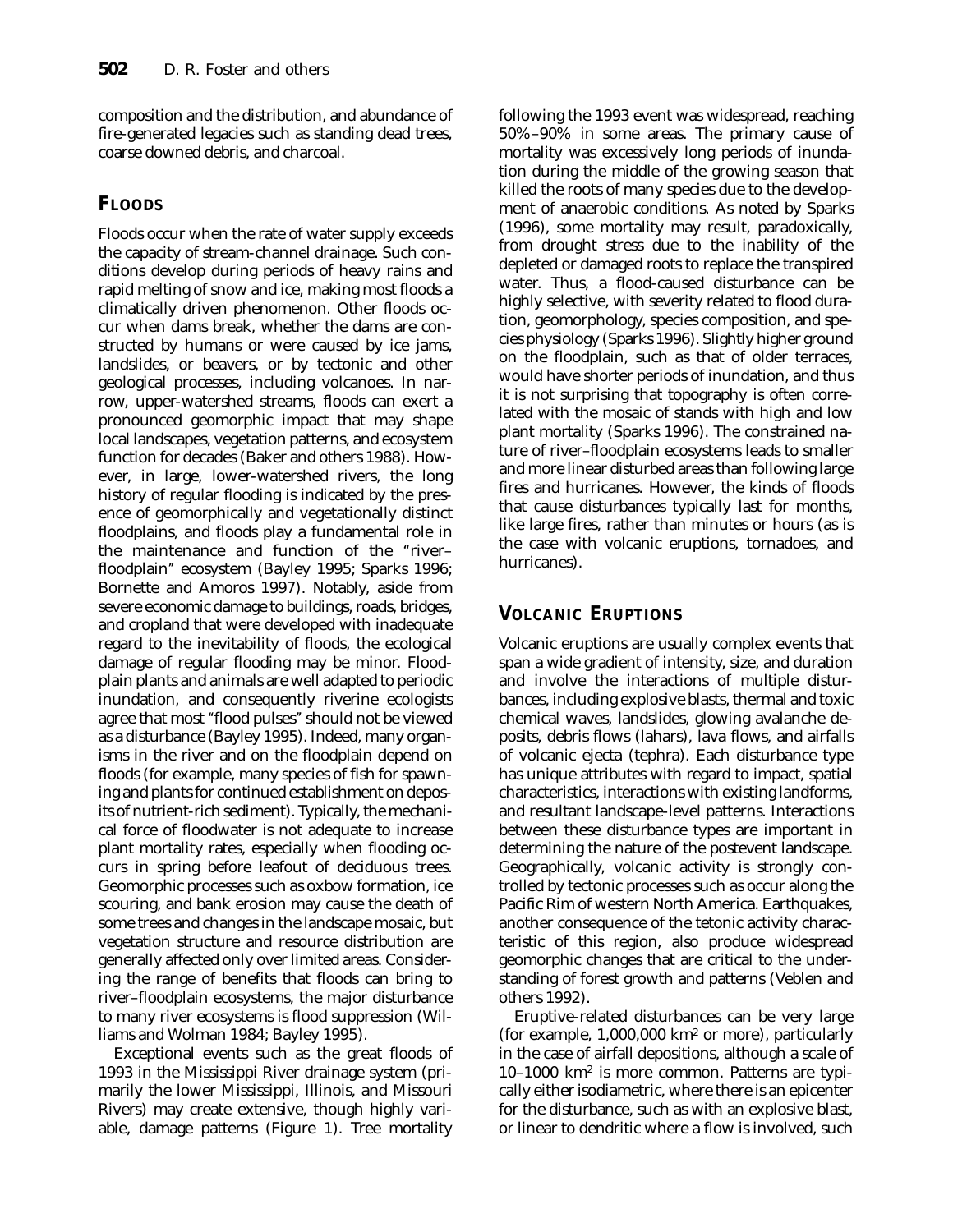composition and the distribution, and abundance of fire-generated legacies such as standing dead trees, coarse downed debris, and charcoal.

## FLOODS

Floods occur when the rate of water supply exceeds the capacity of stream-channel drainage. Such conditions develop during periods of heavy rains and rapid melting of snow and ice, making most floods a climatically driven phenomenon. Other floods occur when dams break, whether the dams are constructed by humans or were caused by ice jams, landslides, or beavers, or by tectonic and other geological processes, including volcanoes. In narrow, upper-watershed streams, floods can exert a pronounced geomorphic impact that may shape local landscapes, vegetation patterns, and ecosystem function for decades (Baker and others 1988). However, in large, lower-watershed rivers, the long history of regular flooding is indicated by the presence of geomorphically and vegetationally distinct floodplains, and floods play a fundamental role in the maintenance and function of the "river–floodplain" ecosystem (Bayley 1995; Sparks 1996; Bornette and Amoros 1997). Notably, aside from severe economic damage to buildings, roads, bridges, and cropland that were developed with inadequate regard to the inevitability of floods, the ecological damage of regular flooding may be minor. Floodplain plants and animals are well adapted to periodic inundation, and consequently riverine ecologists agree that most "flood pulses" should not be viewed as a disturbance (Bayley 1995). Indeed, many organisms in the river and on the floodplain depend on floods (for example, many species of fish for spawning and plants for continued establishment on deposits of nutrient-rich sediment). Typically, the mechanical force of floodwater is not adequate to increase plant mortality rates, especially when flooding occurs in spring before leafout of deciduous trees. Geomorphic processes such as oxbow formation, ice scouring, and bank erosion may cause the death of some trees and changes in the landscape mosaic, but vegetation structure and resource distribution are generally affected only over limited areas. Considering the range of benefits that floods can bring to river–floodplain ecosystems, the major disturbance to many river ecosystems is flood suppression (Williams and Wolman 1984; Bayley 1995).

Exceptional events such as the great floods of 1993 in the Mississippi River drainage system (primarily the lower Mississippi, Illinois, and Missouri Rivers) may create extensive, though highly variable, damage patterns (Figure 1). Tree mortality following the 1993 event was widespread, reaching 50%–90% in some areas. The primary cause of mortality was excessively long periods of inundation during the middle of the growing season that killed the roots of many species due to the development of anaerobic conditions. As noted by Sparks (1996), some mortality may result, paradoxically, from drought stress due to the inability of the depleted or damaged roots to replace the transpired water. Thus, a flood-caused disturbance can be highly selective, with severity related to flood duration, geomorphology, species composition, and species physiology (Sparks 1996). Slightly higher ground on the floodplain, such as that of older terraces, would have shorter periods of inundation, and thus it is not surprising that topography is often correlated with the mosaic of stands with high and low plant mortality (Sparks 1996). The constrained nature of river–floodplain ecosystems leads to smaller and more linear disturbed areas than following large fires and hurricanes. However, the kinds of floods that cause disturbances typically last for months, like large fires, rather than minutes or hours (as is the case with volcanic eruptions, tornadoes, and hurricanes).

## VOLCANIC ERUPTIONS

Volcanic eruptions are usually complex events that span a wide gradient of intensity, size, and duration and involve the interactions of multiple disturbances, including explosive blasts, thermal and toxic chemical waves, landslides, glowing avalanche deposits, debris flows (lahars), lava flows, and airfalls of volcanic ejecta (tephra). Each disturbance type has unique attributes with regard to impact, spatial characteristics, interactions with existing landforms, and resultant landscape-level patterns. Interactions between these disturbance types are important in determining the nature of the postevent landscape. Geographically, volcanic activity is strongly controlled by tectonic processes such as occur along the Pacific Rim of western North America. Earthquakes, another consequence of the tetonic activity characteristic of this region, also produce widespread geomorphic changes that are critical to the understanding of forest growth and patterns (Veblen and others 1992).

Eruptive-related disturbances can be very large (for example, 1,000,000 $km^2$ or more), particularly in the case of airfall depositions, although a scale of 10–1000 $km^2$ is more common. Patterns are typically either isodiametric, where there is an epicenter for the disturbance, such as with an explosive blast, or linear to dendritic where a flow is involved, such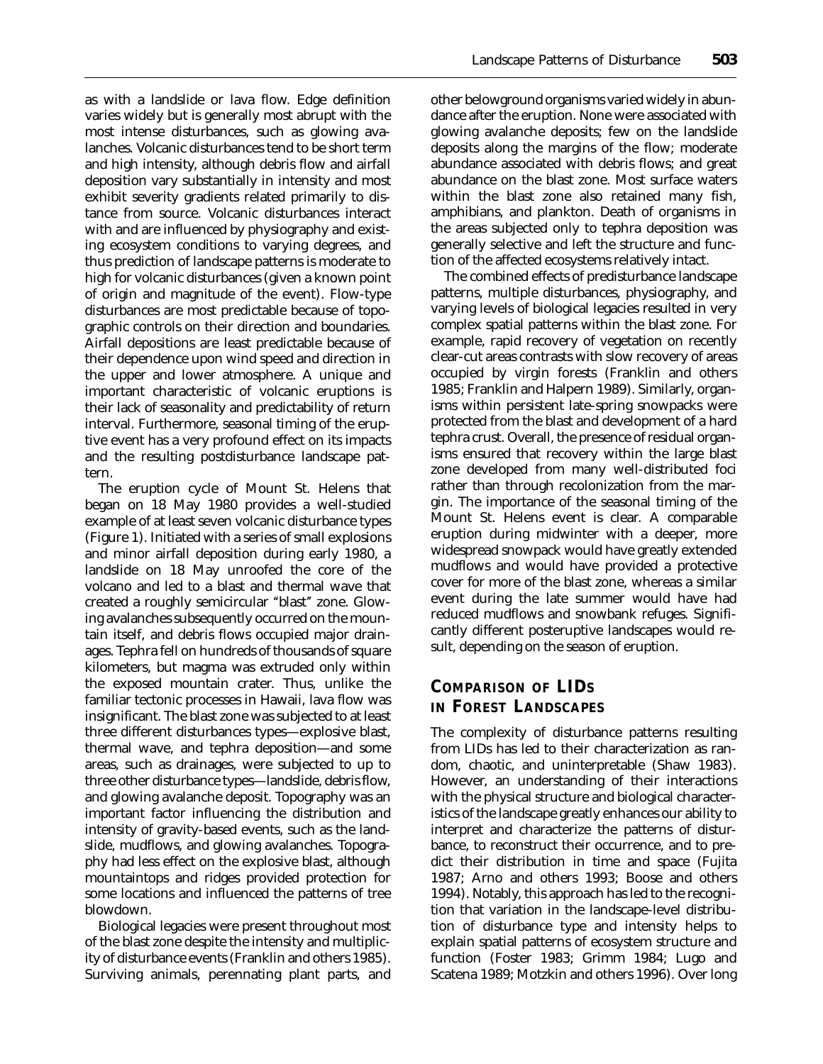as with a landslide or lava flow. Edge definition varies widely but is generally most abrupt with the most intense disturbances, such as glowing avalanches. Volcanic disturbances tend to be short term and high intensity, although debris flow and airfall deposition vary substantially in intensity and most exhibit severity gradients related primarily to distance from source. Volcanic disturbances interact with and are influenced by physiography and existing ecosystem conditions to varying degrees, and thus prediction of landscape patterns is moderate to high for volcanic disturbances (given a known point of origin and magnitude of the event). Flow-type disturbances are most predictable because of topographic controls on their direction and boundaries. Airfall depositions are least predictable because of their dependence upon wind speed and direction in the upper and lower atmosphere. A unique and important characteristic of volcanic eruptions is their lack of seasonality and predictability of return interval. Furthermore, seasonal timing of the eruptive event has a very profound effect on its impacts and the resulting postdisturbance landscape pattern.

The eruption cycle of Mount St. Helens that began on 18 May 1980 provides a well-studied example of at least seven volcanic disturbance types (Figure 1). Initiated with a series of small explosions and minor airfall deposition during early 1980, a landslide on 18 May unroofed the core of the volcano and led to a blast and thermal wave that created a roughly semicircular "blast" zone. Glowing avalanches subsequently occurred on the mountain itself, and debris flows occupied major drainages. Tephra fell on hundreds of thousands of square kilometers, but magma was extruded only within the exposed mountain crater. Thus, unlike the familiar tectonic processes in Hawaii, lava flow was insignificant. The blast zone was subjected to at least three different disturbances types—explosive blast, thermal wave, and tephra deposition—and some areas, such as drainages, were subjected to up to three other disturbance types—landslide, debris flow, and glowing avalanche deposit. Topography was an important factor influencing the distribution and intensity of gravity-based events, such as the landslide, mudflows, and glowing avalanches. Topography had less effect on the explosive blast, although mountaintops and ridges provided protection for some locations and influenced the patterns of tree blowdown.

Biological legacies were present throughout most of the blast zone despite the intensity and multiplicity of disturbance events (Franklin and others 1985). Surviving animals, perennating plant parts, and other belowground organisms varied widely in abundance after the eruption. None were associated with glowing avalanche deposits; few on the landslide deposits along the margins of the flow; moderate abundance associated with debris flows; and great abundance on the blast zone. Most surface waters within the blast zone also retained many fish, amphibians, and plankton. Death of organisms in the areas subjected only to tephra deposition was generally selective and left the structure and function of the affected ecosystems relatively intact.

The combined effects of predisturbance landscape patterns, multiple disturbances, physiography, and varying levels of biological legacies resulted in very complex spatial patterns within the blast zone. For example, rapid recovery of vegetation on recently clear-cut areas contrasts with slow recovery of areas occupied by virgin forests (Franklin and others 1985; Franklin and Halpern 1989). Similarly, organisms within persistent late-spring snowpacks were protected from the blast and development of a hard tephra crust. Overall, the presence of residual organisms ensured that recovery within the large blast zone developed from many well-distributed foci rather than through recolonization from the margin. The importance of the seasonal timing of the Mount St. Helens event is clear. A comparable eruption during midwinter with a deeper, more widespread snowpack would have greatly extended mudflows and would have provided a protective cover for more of the blast zone, whereas a similar event during the late summer would have had reduced mudflows and snowbank refuges. Significantly different posteruptive landscapes would result, depending on the season of eruption.

## COMPARISON OF LIDS IN FOREST LANDSCAPES

The complexity of disturbance patterns resulting from LIDs has led to their characterization as random, chaotic, and uninterpretable (Shaw 1983). However, an understanding of their interactions with the physical structure and biological characteristics of the landscape greatly enhances our ability to interpret and characterize the patterns of disturbance, to reconstruct their occurrence, and to predict their distribution in time and space (Fujita 1987; Arno and others 1993; Boose and others 1994). Notably, this approach has led to the recognition that variation in the landscape-level distribution of disturbance type and intensity helps to explain spatial patterns of ecosystem structure and function (Foster 1983; Grimm 1984; Lugo and Scatena 1989; Motzkin and others 1996). Over long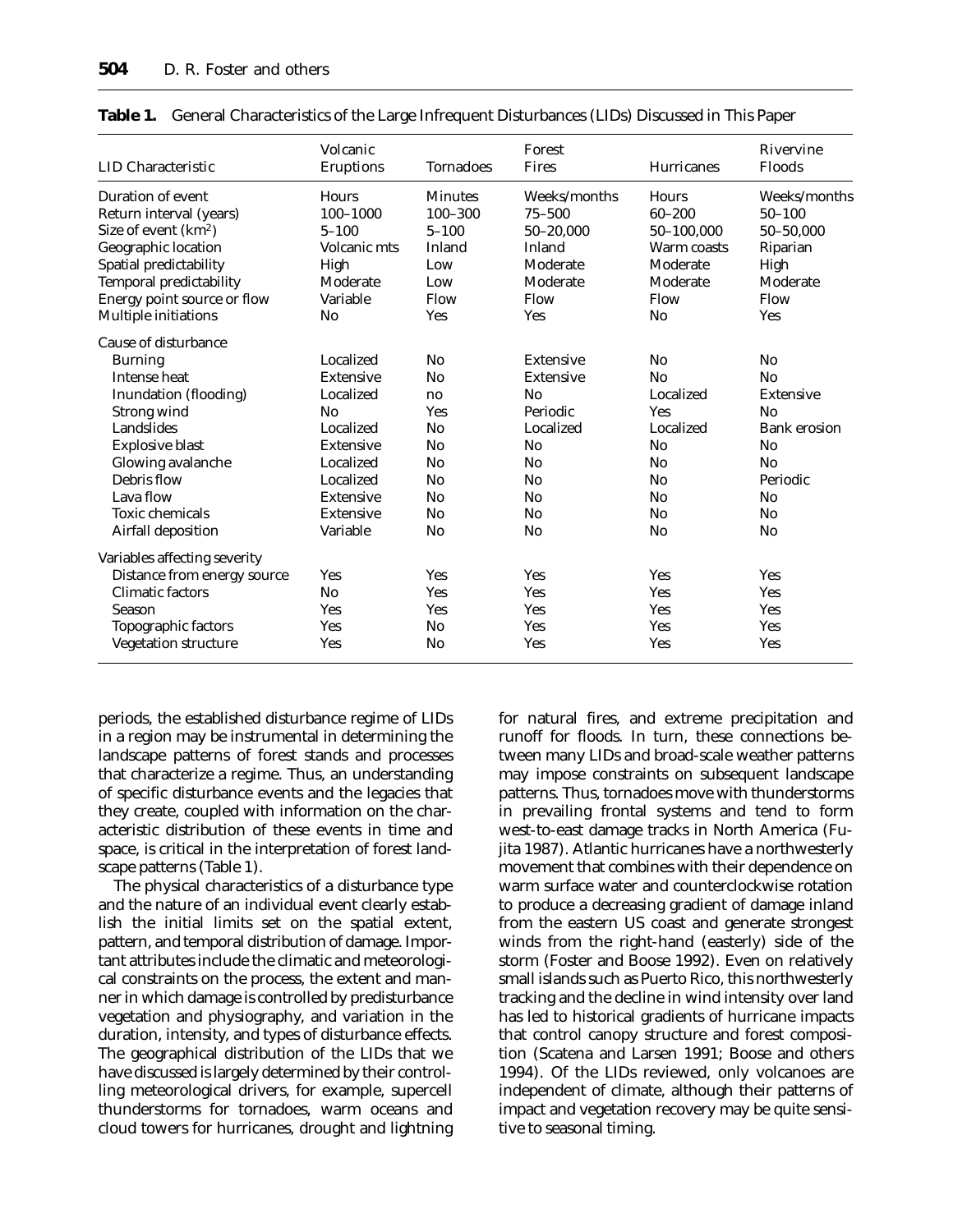**Table 1.** General Characteristics of the Large Infrequent Disturbances (LIDs) Discussed in This Paper

| LID Characteristic | Volcanic Eruptions | Tornadoes | Forest Fires | Hurricanes | Rivervine Floods |
|---|---|---|---|---|---|
| Duration of event | Hours | Minutes | Weeks/months | Hours | Weeks/months |
| Return interval (years) | 100–1000 | 100–300 | 75–500 | 60–200 | 50–100 |
| Size of event (km$^2$) | 5–100 | 5–100 | 50–20,000 | 50–100,000 | 50–50,000 |
| Geographic location | Volcanic mts | Inland | Inland | Warm coasts | Riparian |
| Spatial predictability | High | Low | Moderate | Moderate | High |
| Temporal predictability | Moderate | Low | Moderate | Moderate | Moderate |
| Energy point source or flow | Variable | Flow | Flow | Flow | Flow |
| Multiple initiations | No | Yes | Yes | No | Yes |
| Cause of disturbance | | | | | |
| Burning | Localized | No | Extensive | No | No |
| Intense heat | Extensive | No | Extensive | No | No |
| Inundation (flooding) | Localized | no | No | Localized | Extensive |
| Strong wind | No | Yes | Periodic | Yes | No |
| Landslides | Localized | No | Localized | Localized | Bank erosion |
| Explosive blast | Extensive | No | No | No | No |
| Glowing avalanche | Localized | No | No | No | No |
| Debris flow | Localized | No | No | No | Periodic |
| Lava flow | Extensive | No | No | No | No |
| Toxic chemicals | Extensive | No | No | No | No |
| Airfall deposition | Variable | No | No | No | No |
| Variables affecting severity | | | | | |
| Distance from energy source | Yes | Yes | Yes | Yes | Yes |
| Climatic factors | No | Yes | Yes | Yes | Yes |
| Season | Yes | Yes | Yes | Yes | Yes |
| Topographic factors | Yes | No | Yes | Yes | Yes |
| Vegetation structure | Yes | No | Yes | Yes | Yes |

periods, the established disturbance regime of LIDs in a region may be instrumental in determining the landscape patterns of forest stands and processes that characterize a regime. Thus, an understanding of specific disturbance events and the legacies that they create, coupled with information on the characteristic distribution of these events in time and space, is critical in the interpretation of forest landscape patterns (Table 1).

The physical characteristics of a disturbance type and the nature of an individual event clearly establish the initial limits set on the spatial extent, pattern, and temporal distribution of damage. Important attributes include the climatic and meteorological constraints on the process, the extent and manner in which damage is controlled by predisturbance vegetation and physiography, and variation in the duration, intensity, and types of disturbance effects. The geographical distribution of the LIDs that we have discussed is largely determined by their controlling meteorological drivers, for example, supercell thunderstorms for tornadoes, warm oceans and cloud towers for hurricanes, drought and lightning for natural fires, and extreme precipitation and runoff for floods. In turn, these connections between many LIDs and broad-scale weather patterns may impose constraints on subsequent landscape patterns. Thus, tornadoes move with thunderstorms in prevailing frontal systems and tend to form west-to-east damage tracks in North America (Fujita 1987). Atlantic hurricanes have a northwesterly movement that combines with their dependence on warm surface water and counterclockwise rotation to produce a decreasing gradient of damage inland from the eastern US coast and generate strongest winds from the right-hand (easterly) side of the storm (Foster and Boose 1992). Even on relatively small islands such as Puerto Rico, this northwesterly tracking and the decline in wind intensity over land has led to historical gradients of hurricane impacts that control canopy structure and forest composition (Scatena and Larsen 1991; Boose and others 1994). Of the LIDs reviewed, only volcanoes are independent of climate, although their patterns of impact and vegetation recovery may be quite sensitive to seasonal timing.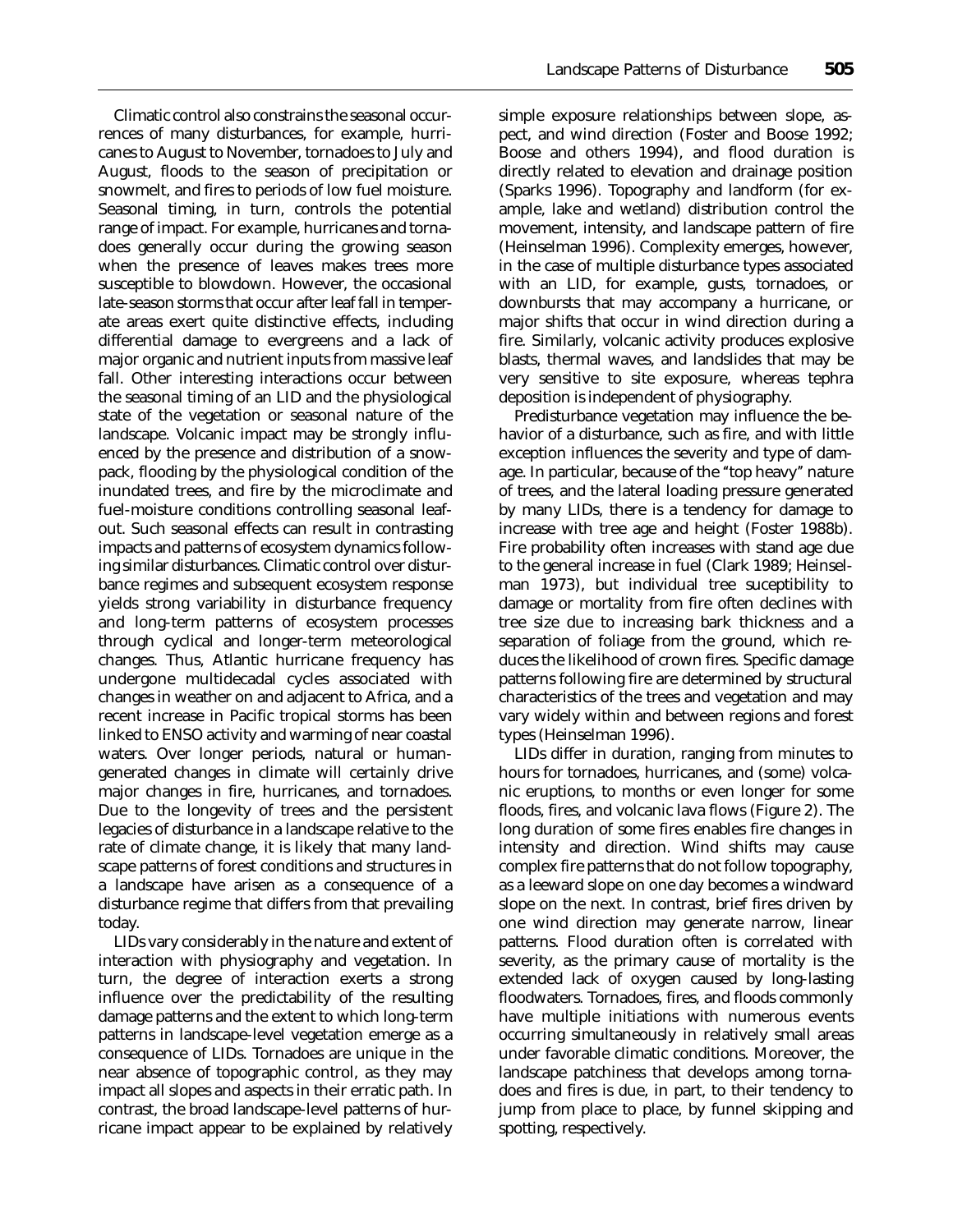Climatic control also constrains the seasonal occurrences of many disturbances, for example, hurricanes to August to November, tornadoes to July and August, floods to the season of precipitation or snowmelt, and fires to periods of low fuel moisture. Seasonal timing, in turn, controls the potential range of impact. For example, hurricanes and tornadoes generally occur during the growing season when the presence of leaves makes trees more susceptible to blowdown. However, the occasional late-season storms that occur after leaf fall in temperate areas exert quite distinctive effects, including differential damage to evergreens and a lack of major organic and nutrient inputs from massive leaf fall. Other interesting interactions occur between the seasonal timing of an LID and the physiological state of the vegetation or seasonal nature of the landscape. Volcanic impact may be strongly influenced by the presence and distribution of a snowpack, flooding by the physiological condition of the inundated trees, and fire by the microclimate and fuel-moisture conditions controlling seasonal leafout. Such seasonal effects can result in contrasting impacts and patterns of ecosystem dynamics following similar disturbances. Climatic control over disturbance regimes and subsequent ecosystem response yields strong variability in disturbance frequency and long-term patterns of ecosystem processes through cyclical and longer-term meteorological changes. Thus, Atlantic hurricane frequency has undergone multidecadal cycles associated with changes in weather on and adjacent to Africa, and a recent increase in Pacific tropical storms has been linked to ENSO activity and warming of near coastal waters. Over longer periods, natural or human-generated changes in climate will certainly drive major changes in fire, hurricanes, and tornadoes. Due to the longevity of trees and the persistent legacies of disturbance in a landscape relative to the rate of climate change, it is likely that many landscape patterns of forest conditions and structures in a landscape have arisen as a consequence of a disturbance regime that differs from that prevailing today.

LIDs vary considerably in the nature and extent of interaction with physiography and vegetation. In turn, the degree of interaction exerts a strong influence over the predictability of the resulting damage patterns and the extent to which long-term patterns in landscape-level vegetation emerge as a consequence of LIDs. Tornadoes are unique in the near absence of topographic control, as they may impact all slopes and aspects in their erratic path. In contrast, the broad landscape-level patterns of hurricane impact appear to be explained by relatively simple exposure relationships between slope, aspect, and wind direction (Foster and Boose 1992; Boose and others 1994), and flood duration is directly related to elevation and drainage position (Sparks 1996). Topography and landform (for example, lake and wetland) distribution control the movement, intensity, and landscape pattern of fire (Heinselman 1996). Complexity emerges, however, in the case of multiple disturbance types associated with an LID, for example, gusts, tornadoes, or downbursts that may accompany a hurricane, or major shifts that occur in wind direction during a fire. Similarly, volcanic activity produces explosive blasts, thermal waves, and landslides that may be very sensitive to site exposure, whereas tephra deposition is independent of physiography.

Predisturbance vegetation may influence the behavior of a disturbance, such as fire, and with little exception influences the severity and type of damage. In particular, because of the "top heavy" nature of trees, and the lateral loading pressure generated by many LIDs, there is a tendency for damage to increase with tree age and height (Foster 1988b). Fire probability often increases with stand age due to the general increase in fuel (Clark 1989; Heinselman 1973), but individual tree suceptibility to damage or mortality from fire often declines with tree size due to increasing bark thickness and a separation of foliage from the ground, which reduces the likelihood of crown fires. Specific damage patterns following fire are determined by structural characteristics of the trees and vegetation and may vary widely within and between regions and forest types (Heinselman 1996).

LIDs differ in duration, ranging from minutes to hours for tornadoes, hurricanes, and (some) volcanic eruptions, to months or even longer for some floods, fires, and volcanic lava flows (Figure 2). The long duration of some fires enables fire changes in intensity and direction. Wind shifts may cause complex fire patterns that do not follow topography, as a leeward slope on one day becomes a windward slope on the next. In contrast, brief fires driven by one wind direction may generate narrow, linear patterns. Flood duration often is correlated with severity, as the primary cause of mortality is the extended lack of oxygen caused by long-lasting floodwaters. Tornadoes, fires, and floods commonly have multiple initiations with numerous events occurring simultaneously in relatively small areas under favorable climatic conditions. Moreover, the landscape patchiness that develops among tornadoes and fires is due, in part, to their tendency to jump from place to place, by funnel skipping and spotting, respectively.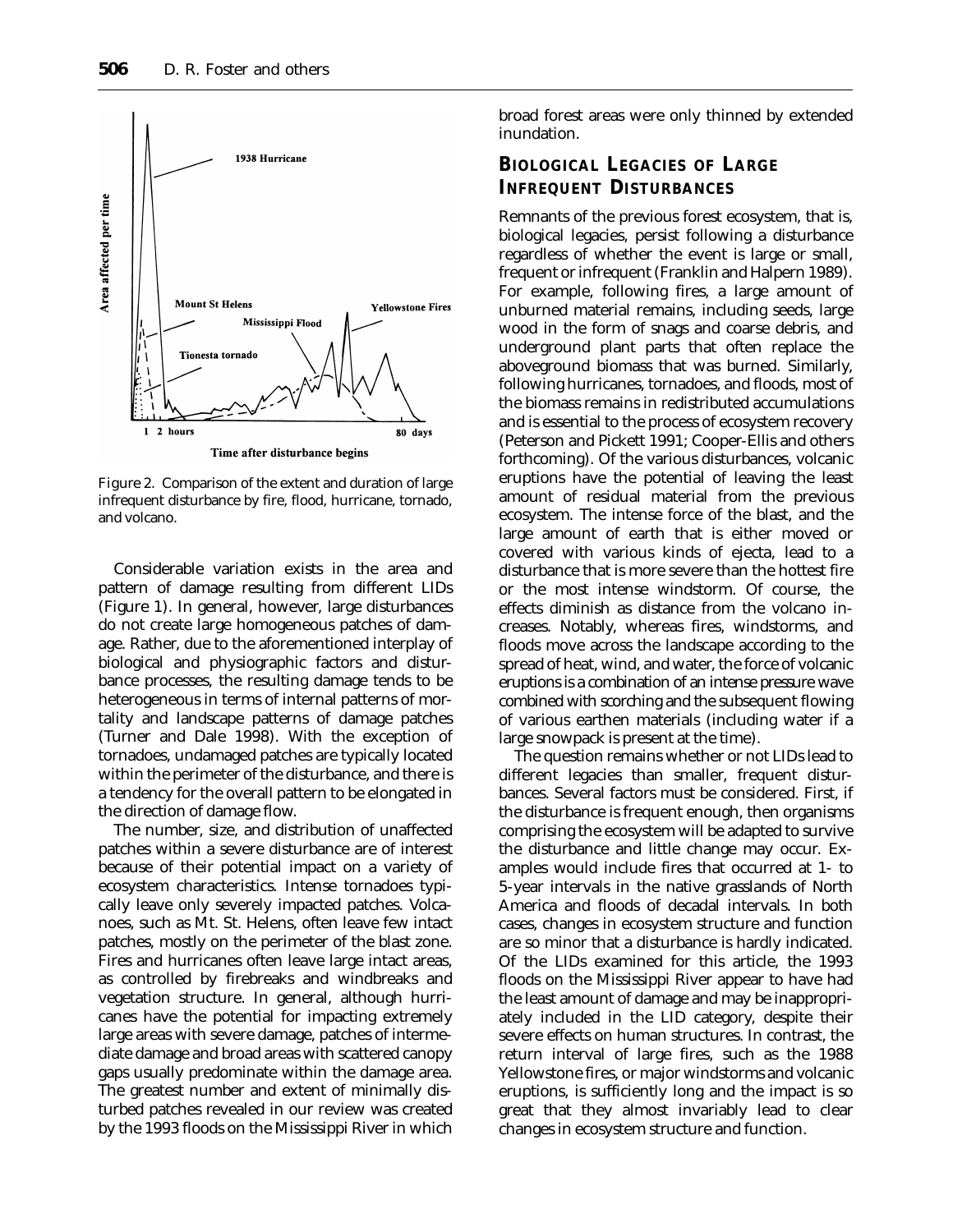Figure 2. Comparison of the extent and duration of large infrequent disturbance by fire, flood, hurricane, tornado, and volcano.

Considerable variation exists in the area and pattern of damage resulting from different LIDs (Figure 1). In general, however, large disturbances do not create large homogeneous patches of damage. Rather, due to the aforementioned interplay of biological and physiographic factors and disturbance processes, the resulting damage tends to be heterogeneous in terms of internal patterns of mortality and landscape patterns of damage patches (Turner and Dale 1998). With the exception of tornadoes, undamaged patches are typically located within the perimeter of the disturbance, and there is a tendency for the overall pattern to be elongated in the direction of damage flow.

The number, size, and distribution of unaffected patches within a severe disturbance are of interest because of their potential impact on a variety of ecosystem characteristics. Intense tornadoes typically leave only severely impacted patches. Volcanoes, such as Mt. St. Helens, often leave few intact patches, mostly on the perimeter of the blast zone. Fires and hurricanes often leave large intact areas, as controlled by firebreaks and windbreaks and vegetation structure. In general, although hurricanes have the potential for impacting extremely large areas with severe damage, patches of intermediate damage and broad areas with scattered canopy gaps usually predominate within the damage area. The greatest number and extent of minimally disturbed patches revealed in our review was created by the 1993 floods on the Mississippi River in which broad forest areas were only thinned by extended inundation.

## Biological Legacies of Large Infrequent Disturbances

Remnants of the previous forest ecosystem, that is, biological legacies, persist following a disturbance regardless of whether the event is large or small, frequent or infrequent (Franklin and Halpern 1989). For example, following fires, a large amount of unburned material remains, including seeds, large wood in the form of snags and coarse debris, and underground plant parts that often replace the aboveground biomass that was burned. Similarly, following hurricanes, tornadoes, and floods, most of the biomass remains in redistributed accumulations and is essential to the process of ecosystem recovery (Peterson and Pickett 1991; Cooper-Ellis and others forthcoming). Of the various disturbances, volcanic eruptions have the potential of leaving the least amount of residual material from the previous ecosystem. The intense force of the blast, and the large amount of earth that is either moved or covered with various kinds of ejecta, lead to a disturbance that is more severe than the hottest fire or the most intense windstorm. Of course, the effects diminish as distance from the volcano increases. Notably, whereas fires, windstorms, and floods move across the landscape according to the spread of heat, wind, and water, the force of volcanic eruptions is a combination of an intense pressure wave combined with scorching and the subsequent flowing of various earthen materials (including water if a large snowpack is present at the time).

The question remains whether or not LIDs lead to different legacies than smaller, frequent disturbances. Several factors must be considered. First, if the disturbance is frequent enough, then organisms comprising the ecosystem will be adapted to survive the disturbance and little change may occur. Examples would include fires that occurred at 1- to 5-year intervals in the native grasslands of North America and floods of decadal intervals. In both cases, changes in ecosystem structure and function are so minor that a disturbance is hardly indicated. Of the LIDs examined for this article, the 1993 floods on the Mississippi River appear to have had the least amount of damage and may be inappropriately included in the LID category, despite their severe effects on human structures. In contrast, the return interval of large fires, such as the 1988 Yellowstone fires, or major windstorms and volcanic eruptions, is sufficiently long and the impact is so great that they almost invariably lead to clear changes in ecosystem structure and function.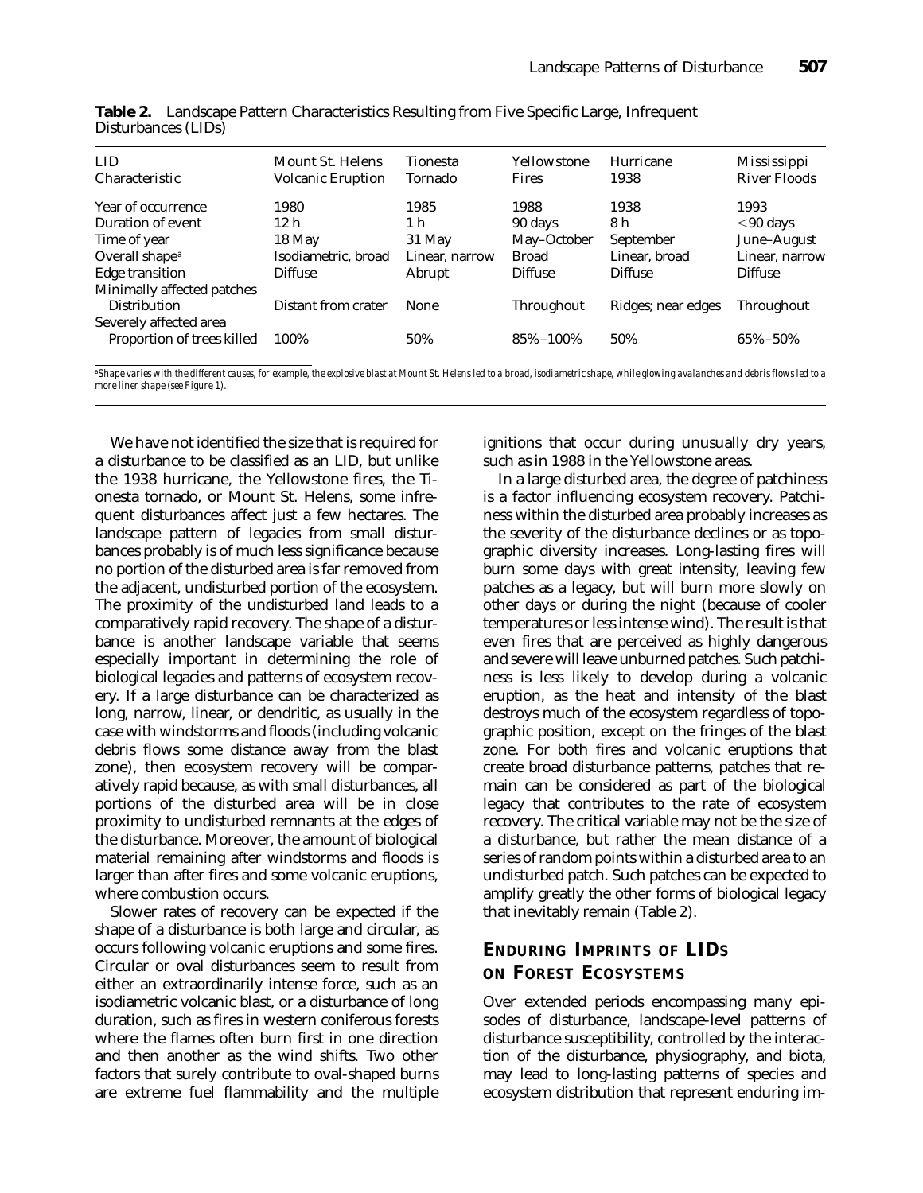**Table 2.** Landscape Pattern Characteristics Resulting from Five Specific Large, Infrequent Disturbances (LIDs)

| LID Characteristic | Mount St. Helens Volcanic Eruption | Tionesta Tornado | Yellowstone Fires | Hurricane 1938 | Mississippi River Floods |
|---|---|---|---|---|---|
| Year of occurrence | 1980 | 1985 | 1988 | 1938 | 1993 |
| Duration of event | 12 h | 1 h | 90 days | 8 h | $<$90 days |
| Time of year | 18 May | 31 May | May–October | September | June–August |
| Overall shape[a] | Isodiametric, broad | Linear, narrow | Broad | Linear, broad | Linear, narrow |
| Edge transition | Diffuse | Abrupt | Diffuse | Diffuse | Diffuse |
| Minimally affected patches | | | | | |
| Distribution | Distant from crater | None | Throughout | Ridges; near edges | Throughout |
| Severely affected area | | | | | |
| Proportion of trees killed | 100% | 50% | 85%–100% | 50% | 65%–50% |

[a]Shape varies with the different causes, for example, the explosive blast at Mount St. Helens led to a broad, isodiametric shape, while glowing avalanches and debris flows led to a more liner shape (see Figure 1).

We have not identified the size that is required for a disturbance to be classified as an LID, but unlike the 1938 hurricane, the Yellowstone fires, the Tionesta tornado, or Mount St. Helens, some infrequent disturbances affect just a few hectares. The landscape pattern of legacies from small disturbances probably is of much less significance because no portion of the disturbed area is far removed from the adjacent, undisturbed portion of the ecosystem. The proximity of the undisturbed land leads to a comparatively rapid recovery. The shape of a disturbance is another landscape variable that seems especially important in determining the role of biological legacies and patterns of ecosystem recovery. If a large disturbance can be characterized as long, narrow, linear, or dendritic, as usually in the case with windstorms and floods (including volcanic debris flows some distance away from the blast zone), then ecosystem recovery will be comparatively rapid because, as with small disturbances, all portions of the disturbed area will be in close proximity to undisturbed remnants at the edges of the disturbance. Moreover, the amount of biological material remaining after windstorms and floods is larger than after fires and some volcanic eruptions, where combustion occurs.

Slower rates of recovery can be expected if the shape of a disturbance is both large and circular, as occurs following volcanic eruptions and some fires. Circular or oval disturbances seem to result from either an extraordinarily intense force, such as an isodiametric volcanic blast, or a disturbance of long duration, such as fires in western coniferous forests where the flames often burn first in one direction and then another as the wind shifts. Two other factors that surely contribute to oval-shaped burns are extreme fuel flammability and the multiple ignitions that occur during unusually dry years, such as in 1988 in the Yellowstone areas.

In a large disturbed area, the degree of patchiness is a factor influencing ecosystem recovery. Patchiness within the disturbed area probably increases as the severity of the disturbance declines or as topographic diversity increases. Long-lasting fires will burn some days with great intensity, leaving few patches as a legacy, but will burn more slowly on other days or during the night (because of cooler temperatures or less intense wind). The result is that even fires that are perceived as highly dangerous and severe will leave unburned patches. Such patchiness is less likely to develop during a volcanic eruption, as the heat and intensity of the blast destroys much of the ecosystem regardless of topographic position, except on the fringes of the blast zone. For both fires and volcanic eruptions that create broad disturbance patterns, patches that remain can be considered as part of the biological legacy that contributes to the rate of ecosystem recovery. The critical variable may not be the size of a disturbance, but rather the mean distance of a series of random points within a disturbed area to an undisturbed patch. Such patches can be expected to amplify greatly the other forms of biological legacy that inevitably remain (Table 2).

## ENDURING IMPRINTS OF LIDs ON FOREST ECOSYSTEMS

Over extended periods encompassing many episodes of disturbance, landscape-level patterns of disturbance susceptibility, controlled by the interaction of the disturbance, physiography, and biota, may lead to long-lasting patterns of species and ecosystem distribution that represent enduring im-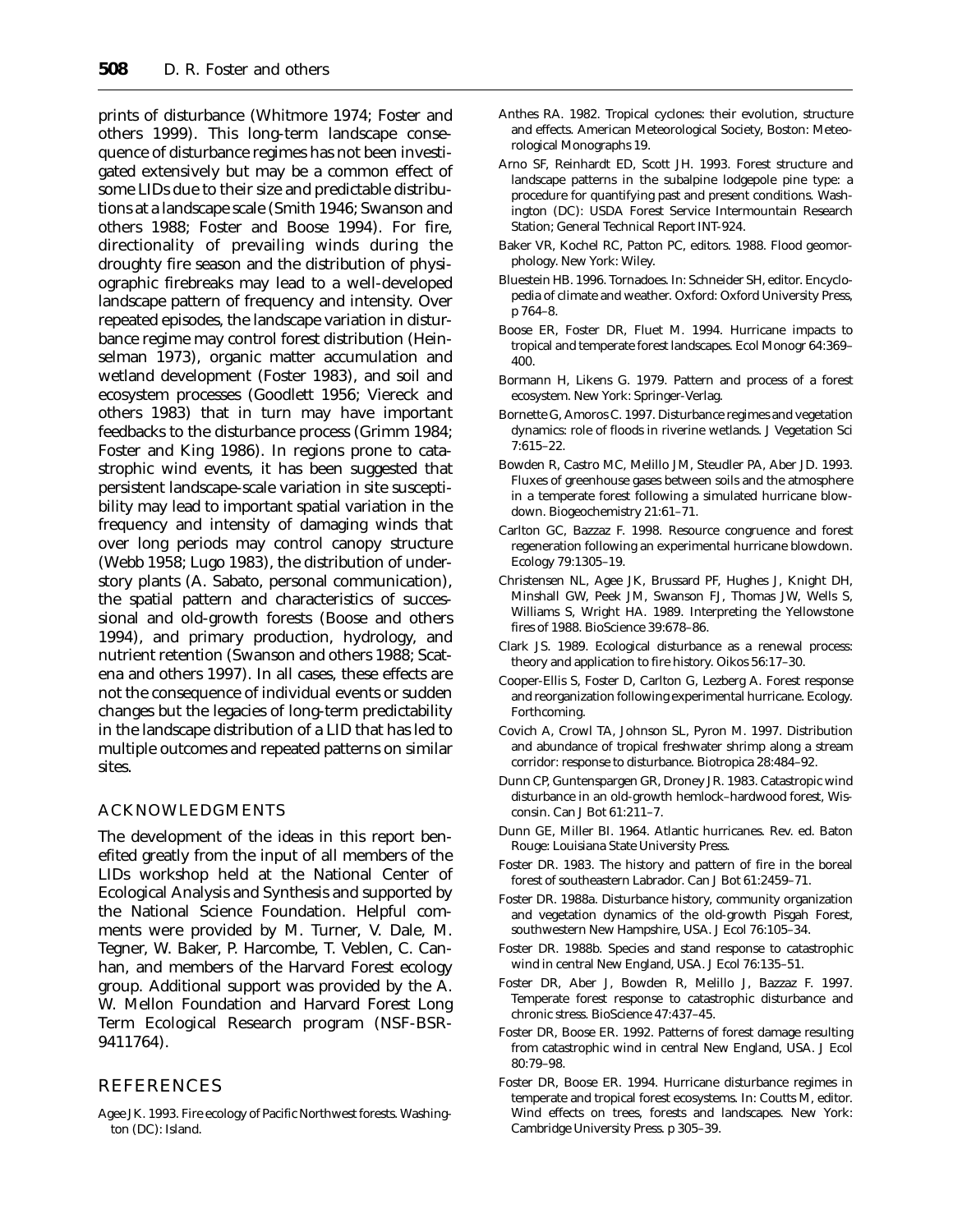prints of disturbance (Whitmore 1974; Foster and others 1999). This long-term landscape consequence of disturbance regimes has not been investigated extensively but may be a common effect of some LIDs due to their size and predictable distributions at a landscape scale (Smith 1946; Swanson and others 1988; Foster and Boose 1994). For fire, directionality of prevailing winds during the droughty fire season and the distribution of physiographic firebreaks may lead to a well-developed landscape pattern of frequency and intensity. Over repeated episodes, the landscape variation in disturbance regime may control forest distribution (Heinselman 1973), organic matter accumulation and wetland development (Foster 1983), and soil and ecosystem processes (Goodlett 1956; Viereck and others 1983) that in turn may have important feedbacks to the disturbance process (Grimm 1984; Foster and King 1986). In regions prone to catastrophic wind events, it has been suggested that persistent landscape-scale variation in site susceptibility may lead to important spatial variation in the frequency and intensity of damaging winds that over long periods may control canopy structure (Webb 1958; Lugo 1983), the distribution of understory plants (A. Sabato, personal communication), the spatial pattern and characteristics of successional and old-growth forests (Boose and others 1994), and primary production, hydrology, and nutrient retention (Swanson and others 1988; Scatena and others 1997). In all cases, these effects are not the consequence of individual events or sudden changes but the legacies of long-term predictability in the landscape distribution of a LID that has led to multiple outcomes and repeated patterns on similar sites.

## ACKNOWLEDGMENTS

The development of the ideas in this report benefited greatly from the input of all members of the LIDs workshop held at the National Center of Ecological Analysis and Synthesis and supported by the National Science Foundation. Helpful comments were provided by M. Turner, V. Dale, M. Tegner, W. Baker, P. Harcombe, T. Veblen, C. Canhan, and members of the Harvard Forest ecology group. Additional support was provided by the A. W. Mellon Foundation and Harvard Forest Long Term Ecological Research program (NSF-BSR-9411764).

## REFERENCES

Agee JK. 1993. Fire ecology of Pacific Northwest forests. Washington (DC): Island.

Anthes RA. 1982. Tropical cyclones: their evolution, structure and effects. American Meteorological Society, Boston: Meteorological Monographs 19.

Arno SF, Reinhardt ED, Scott JH. 1993. Forest structure and landscape patterns in the subalpine lodgepole pine type: a procedure for quantifying past and present conditions. Washington (DC): USDA Forest Service Intermountain Research Station; General Technical Report INT-924.

Baker VR, Kochel RC, Patton PC, editors. 1988. Flood geomorphology. New York: Wiley.

Bluestein HB. 1996. Tornadoes. In: Schneider SH, editor. Encyclopedia of climate and weather. Oxford: Oxford University Press, p 764–8.

Boose ER, Foster DR, Fluet M. 1994. Hurricane impacts to tropical and temperate forest landscapes. Ecol Monogr 64:369–400.

Bormann H, Likens G. 1979. Pattern and process of a forest ecosystem. New York: Springer-Verlag.

Bornette G, Amoros C. 1997. Disturbance regimes and vegetation dynamics: role of floods in riverine wetlands. J Vegetation Sci 7:615–22.

Bowden R, Castro MC, Melillo JM, Steudler PA, Aber JD. 1993. Fluxes of greenhouse gases between soils and the atmosphere in a temperate forest following a simulated hurricane blowdown. Biogeochemistry 21:61–71.

Carlton GC, Bazzaz F. 1998. Resource congruence and forest regeneration following an experimental hurricane blowdown. Ecology 79:1305–19.

Christensen NL, Agee JK, Brussard PF, Hughes J, Knight DH, Minshall GW, Peek JM, Swanson FJ, Thomas JW, Wells S, Williams S, Wright HA. 1989. Interpreting the Yellowstone fires of 1988. BioScience 39:678–86.

Clark JS. 1989. Ecological disturbance as a renewal process: theory and application to fire history. Oikos 56:17–30.

Cooper-Ellis S, Foster D, Carlton G, Lezberg A. Forest response and reorganization following experimental hurricane. Ecology. Forthcoming.

Covich A, Crowl TA, Johnson SL, Pyron M. 1997. Distribution and abundance of tropical freshwater shrimp along a stream corridor: response to disturbance. Biotropica 28:484–92.

Dunn CP, Guntenspargen GR, Droney JR. 1983. Catastropic wind disturbance in an old-growth hemlock–hardwood forest, Wisconsin. Can J Bot 61:211–7.

Dunn GE, Miller BI. 1964. Atlantic hurricanes. Rev. ed. Baton Rouge: Louisiana State University Press.

Foster DR. 1983. The history and pattern of fire in the boreal forest of southeastern Labrador. Can J Bot 61:2459–71.

Foster DR. 1988a. Disturbance history, community organization and vegetation dynamics of the old-growth Pisgah Forest, southwestern New Hampshire, USA. J Ecol 76:105–34.

Foster DR. 1988b. Species and stand response to catastrophic wind in central New England, USA. J Ecol 76:135–51.

Foster DR, Aber J, Bowden R, Melillo J, Bazzaz F. 1997. Temperate forest response to catastrophic disturbance and chronic stress. BioScience 47:437–45.

Foster DR, Boose ER. 1992. Patterns of forest damage resulting from catastrophic wind in central New England, USA. J Ecol 80:79–98.

Foster DR, Boose ER. 1994. Hurricane disturbance regimes in temperate and tropical forest ecosystems. In: Coutts M, editor. Wind effects on trees, forests and landscapes. New York: Cambridge University Press. p 305–39.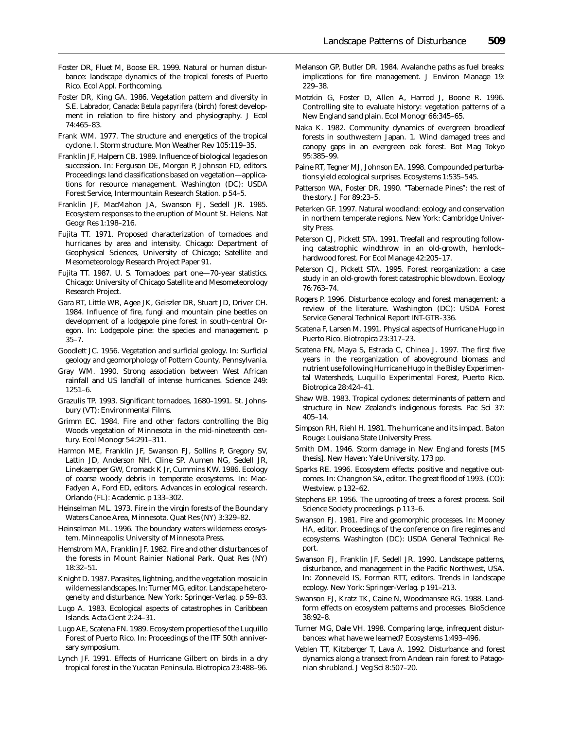Foster DR, Fluet M, Boose ER. 1999. Natural or human disturbance: landscape dynamics of the tropical forests of Puerto Rico. Ecol Appl. Forthcoming.

Foster DR, King GA. 1986. Vegetation pattern and diversity in S.E. Labrador, Canada: *Betula papyrifera* (birch) forest development in relation to fire history and physiography. J Ecol 74:465–83.

Frank WM. 1977. The structure and energetics of the tropical cyclone. I. Storm structure. Mon Weather Rev 105:119–35.

Franklin JF, Halpern CB. 1989. Influence of biological legacies on succession. In: Ferguson DE, Morgan P, Johnson FD, editors. Proceedings: land classifications based on vegetation—applications for resource management. Washington (DC): USDA Forest Service, Intermountain Research Station. p 54–5.

Franklin JF, MacMahon JA, Swanson FJ, Sedell JR. 1985. Ecosystem responses to the eruption of Mount St. Helens. Nat Geogr Res 1:198–216.

Fujita TT. 1971. Proposed characterization of tornadoes and hurricanes by area and intensity. Chicago: Department of Geophysical Sciences, University of Chicago; Satellite and Mesometeorology Research Project Paper 91.

Fujita TT. 1987. U. S. Tornadoes: part one—70-year statistics. Chicago: University of Chicago Satellite and Mesometeorology Research Project.

Gara RT, Little WR, Agee JK, Geiszler DR, Stuart JD, Driver CH. 1984. Influence of fire, fungi and mountain pine beetles on development of a lodgepole pine forest in south-central Oregon. In: Lodgepole pine: the species and management. p 35–7.

Goodlett JC. 1956. Vegetation and surficial geology. In: Surficial geology and geomorphology of Pottern County, Pennsylvania.

Gray WM. 1990. Strong association between West African rainfall and US landfall of intense hurricanes. Science 249: 1251–6.

Grazulis TP. 1993. Significant tornadoes, 1680–1991. St. Johnsbury (VT): Environmental Films.

Grimm EC. 1984. Fire and other factors controlling the Big Woods vegetation of Minnesota in the mid-nineteenth century. Ecol Monogr 54:291–311.

Harmon ME, Franklin JF, Swanson FJ, Sollins P, Gregory SV, Lattin JD, Anderson NH, Cline SP, Aumen NG, Sedell JR, Linekaemper GW, Cromack K Jr, Cummins KW. 1986. Ecology of coarse woody debris in temperate ecosystems. In: MacFadyen A, Ford ED, editors. Advances in ecological research. Orlando (FL): Academic. p 133–302.

Heinselman ML. 1973. Fire in the virgin forests of the Boundary Waters Canoe Area, Minnesota. Quat Res (NY) 3:329–82.

Heinselman ML. 1996. The boundary waters wilderness ecosystem. Minneapolis: University of Minnesota Press.

Hemstrom MA, Franklin JF. 1982. Fire and other disturbances of the forests in Mount Rainier National Park. Quat Res (NY) 18:32–51.

Knight D. 1987. Parasites, lightning, and the vegetation mosaic in wilderness landscapes. In: Turner MG, editor. Landscape heterogeneity and disturbance. New York: Springer-Verlag. p 59–83.

Lugo A. 1983. Ecological aspects of catastrophes in Caribbean Islands. Acta Cient 2:24–31.

Lugo AE, Scatena FN. 1989. Ecosystem properties of the Luquillo Forest of Puerto Rico. In: Proceedings of the ITF 50th anniversary symposium.

Lynch JF. 1991. Effects of Hurricane Gilbert on birds in a dry tropical forest in the Yucatan Peninsula. Biotropica 23:488–96.

Melanson GP, Butler DR. 1984. Avalanche paths as fuel breaks: implications for fire management. J Environ Manage 19: 229–38.

Motzkin G, Foster D, Allen A, Harrod J, Boone R. 1996. Controlling site to evaluate history: vegetation patterns of a New England sand plain. Ecol Monogr 66:345–65.

Naka K. 1982. Community dynamics of evergreen broadleaf forests in southwestern Japan. 1. Wind damaged trees and canopy gaps in an evergreen oak forest. Bot Mag Tokyo 95:385–99.

Paine RT, Tegner MJ, Johnson EA. 1998. Compounded perturbations yield ecological surprises. Ecosystems 1:535–545.

Patterson WA, Foster DR. 1990. "Tabernacle Pines": the rest of the story. J For 89:23–5.

Peterken GF. 1997. Natural woodland: ecology and conservation in northern temperate regions. New York: Cambridge University Press.

Peterson CJ, Pickett STA. 1991. Treefall and resprouting following catastrophic windthrow in an old-growth, hemlock–hardwood forest. For Ecol Manage 42:205–17.

Peterson CJ, Pickett STA. 1995. Forest reorganization: a case study in an old-growth forest catastrophic blowdown. Ecology 76:763–74.

Rogers P. 1996. Disturbance ecology and forest management: a review of the literature. Washington (DC): USDA Forest Service General Technical Report INT-GTR-336.

Scatena F, Larsen M. 1991. Physical aspects of Hurricane Hugo in Puerto Rico. Biotropica 23:317–23.

Scatena FN, Maya S, Estrada C, Chinea J. 1997. The first five years in the reorganization of aboveground biomass and nutrient use following Hurricane Hugo in the Bisley Experimental Watersheds, Luquillo Experimental Forest, Puerto Rico. Biotropica 28:424–41.

Shaw WB. 1983. Tropical cyclones: determinants of pattern and structure in New Zealand's indigenous forests. Pac Sci 37: 405–14.

Simpson RH, Riehl H. 1981. The hurricane and its impact. Baton Rouge: Louisiana State University Press.

Smith DM. 1946. Storm damage in New England forests [MS thesis]. New Haven: Yale University. 173 pp.

Sparks RE. 1996. Ecosystem effects: positive and negative outcomes. In: Changnon SA, editor. The great flood of 1993. (CO): Westview. p 132–62.

Stephens EP. 1956. The uprooting of trees: a forest process. Soil Science Society proceedings. p 113–6.

Swanson FJ. 1981. Fire and geomorphic processes. In: Mooney HA, editor. Proceedings of the conference on fire regimes and ecosystems. Washington (DC): USDA General Technical Report.

Swanson FJ, Franklin JF, Sedell JR. 1990. Landscape patterns, disturbance, and management in the Pacific Northwest, USA. In: Zonneveld IS, Forman RTT, editors. Trends in landscape ecology. New York: Springer-Verlag. p 191–213.

Swanson FJ, Kratz TK, Caine N, Woodmansee RG. 1988. Landform effects on ecosystem patterns and processes. BioScience 38:92–8.

Turner MG, Dale VH. 1998. Comparing large, infrequent disturbances: what have we learned? Ecosystems 1:493–496.

Veblen TT, Kitzberger T, Lava A. 1992. Disturbance and forest dynamics along a transect from Andean rain forest to Patagonian shrubland. J Veg Sci 8:507–20.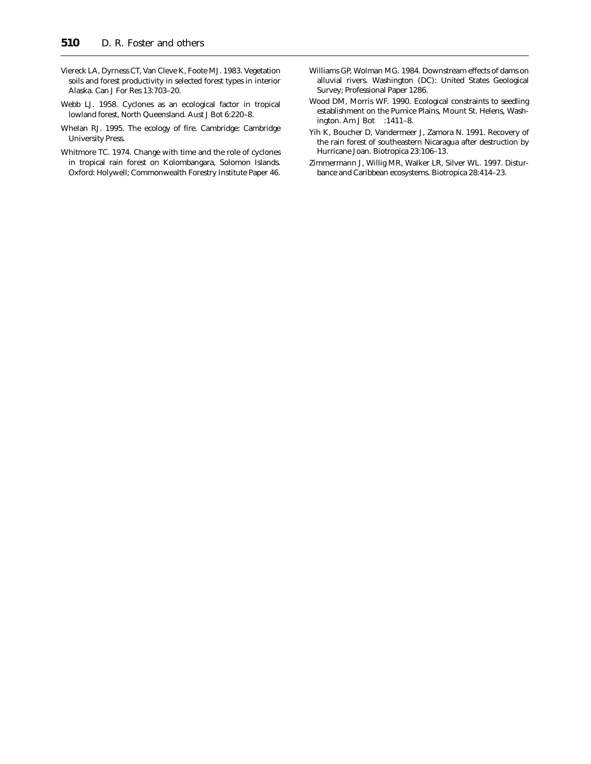Viereck LA, Dyrness CT, Van Cleve K, Foote MJ. 1983. Vegetation soils and forest productivity in selected forest types in interior Alaska. Can J For Res 13:703–20.

Webb LJ. 1958. Cyclones as an ecological factor in tropical lowland forest, North Queensland. Aust J Bot 6:220–8.

Whelan RJ. 1995. The ecology of fire. Cambridge: Cambridge University Press.

Whitmore TC. 1974. Change with time and the role of cyclones in tropical rain forest on Kolombangara, Solomon Islands. Oxford: Holywell; Commonwealth Forestry Institute Paper 46.

Williams GP, Wolman MG. 1984. Downstream effects of dams on alluvial rivers. Washington (DC): United States Geological Survey; Professional Paper 1286.

Wood DM, Morris WF. 1990. Ecological constraints to seedling establishment on the Pumice Plains, Mount St. Helens, Washington. Am J Bot :1411–8.

Yih K, Boucher D, Vandermeer J, Zamora N. 1991. Recovery of the rain forest of southeastern Nicaragua after destruction by Hurricane Joan. Biotropica 23:106–13.

Zimmermann J, Willig MR, Walker LR, Silver WL. 1997. Disturbance and Caribbean ecosystems. Biotropica 28:414–23.